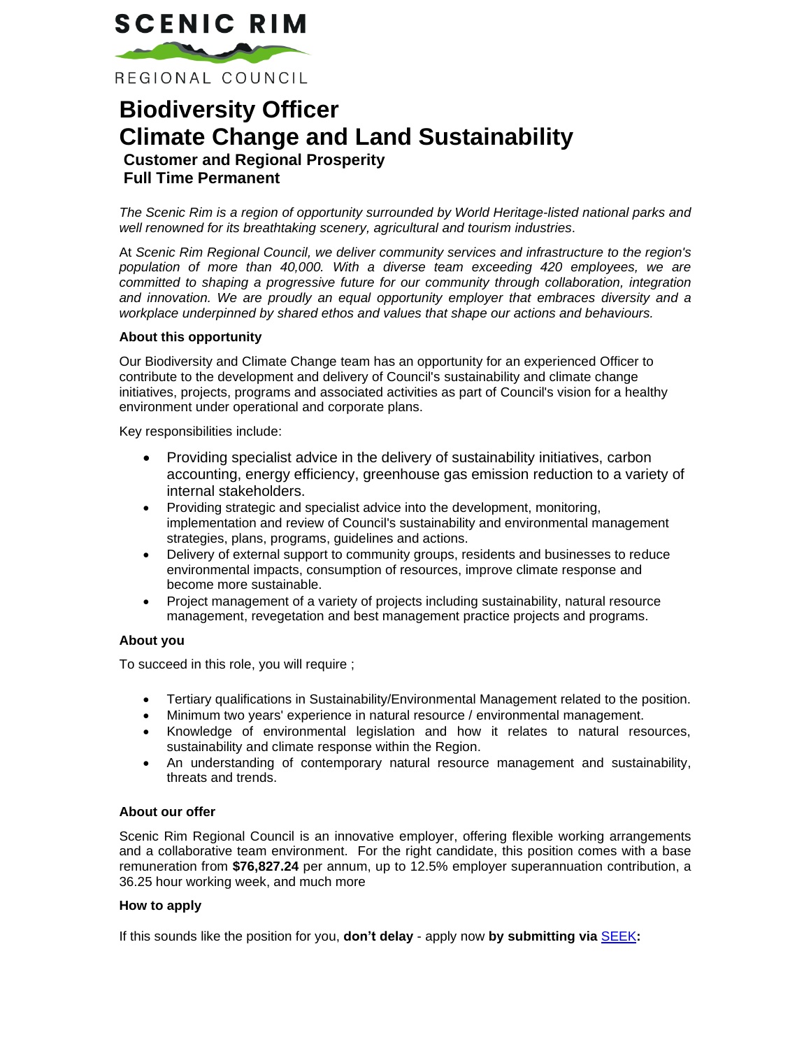SCENIC RIM

REGIONAL COUNCIL

# Biodiversity Officer
# Climate Change and Land Sustainability

### Customer and Regional Prosperity
### Full Time Permanent

*The Scenic Rim is a region of opportunity surrounded by World Heritage-listed national parks and well renowned for its breathtaking scenery, agricultural and tourism industries*.

At *Scenic Rim Regional Council, we deliver community services and infrastructure to the region's population of more than 40,000. With a diverse team exceeding 420 employees, we are committed to shaping a progressive future for our community through collaboration, integration and innovation. We are proudly an equal opportunity employer that embraces diversity and a workplace underpinned by shared ethos and values that shape our actions and behaviours.*

**About this opportunity**

Our Biodiversity and Climate Change team has an opportunity for an experienced Officer to contribute to the development and delivery of Council's sustainability and climate change initiatives, projects, programs and associated activities as part of Council's vision for a healthy environment under operational and corporate plans.

Key responsibilities include:

- Providing specialist advice in the delivery of sustainability initiatives, carbon accounting, energy efficiency, greenhouse gas emission reduction to a variety of internal stakeholders.
- Providing strategic and specialist advice into the development, monitoring, implementation and review of Council's sustainability and environmental management strategies, plans, programs, guidelines and actions.
- Delivery of external support to community groups, residents and businesses to reduce environmental impacts, consumption of resources, improve climate response and become more sustainable.
- Project management of a variety of projects including sustainability, natural resource management, revegetation and best management practice projects and programs.

**About you**

To succeed in this role, you will require ;

- Tertiary qualifications in Sustainability/Environmental Management related to the position.
- Minimum two years' experience in natural resource / environmental management.
- Knowledge of environmental legislation and how it relates to natural resources, sustainability and climate response within the Region.
- An understanding of contemporary natural resource management and sustainability, threats and trends.

**About our offer**

Scenic Rim Regional Council is an innovative employer, offering flexible working arrangements and a collaborative team environment. For the right candidate, this position comes with a base remuneration from **$76,827.24** per annum, up to 12.5% employer superannuation contribution, a 36.25 hour working week, and much more

**How to apply**

If this sounds like the position for you, **don't delay** - apply now **by submitting via** SEEK**:**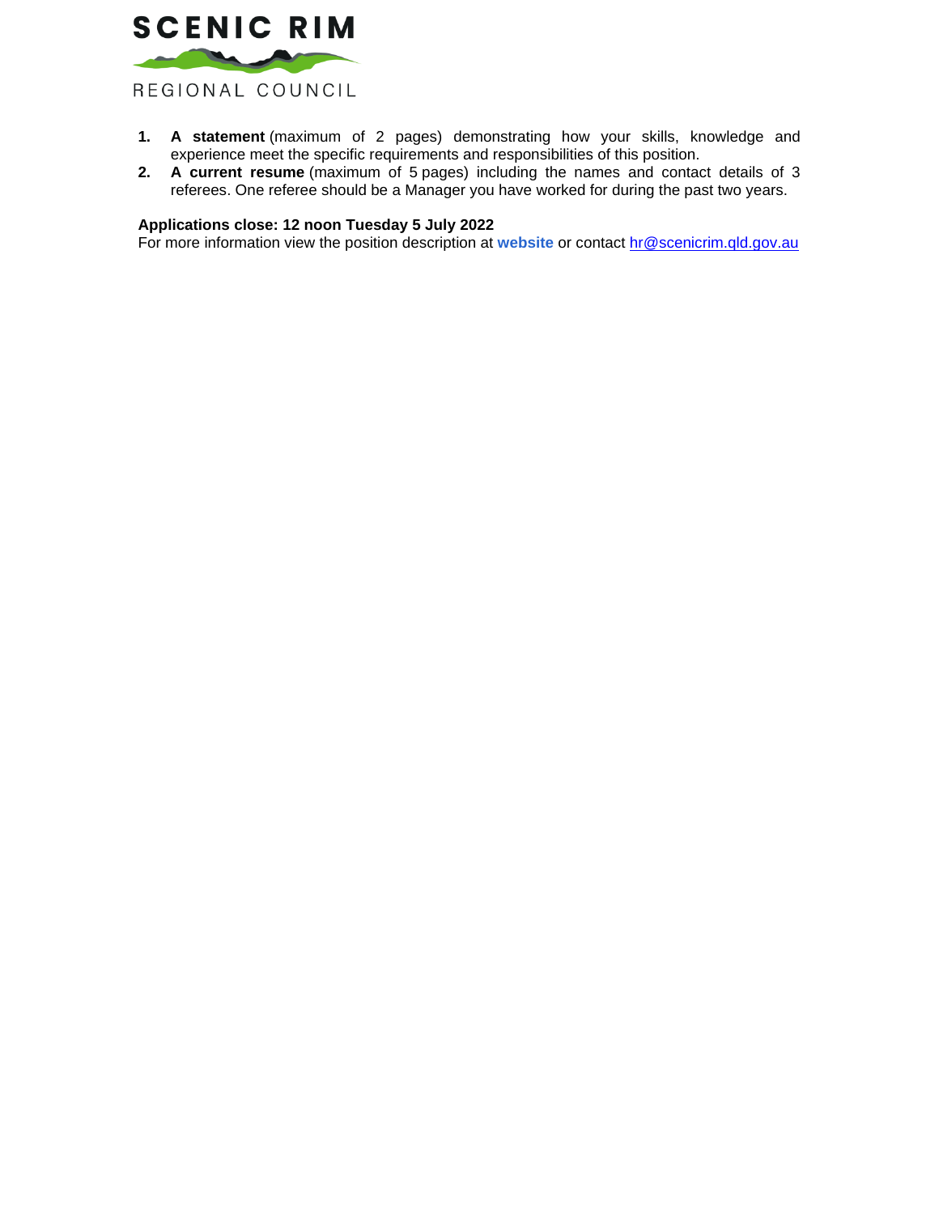1. **A statement** (maximum of 2 pages) demonstrating how your skills, knowledge and experience meet the specific requirements and responsibilities of this position.
2. **A current resume** (maximum of 5 pages) including the names and contact details of 3 referees. One referee should be a Manager you have worked for during the past two years.

**Applications close: 12 noon Tuesday 5 July 2022**
For more information view the position description at **website** or contact hr@scenicrim.qld.gov.au